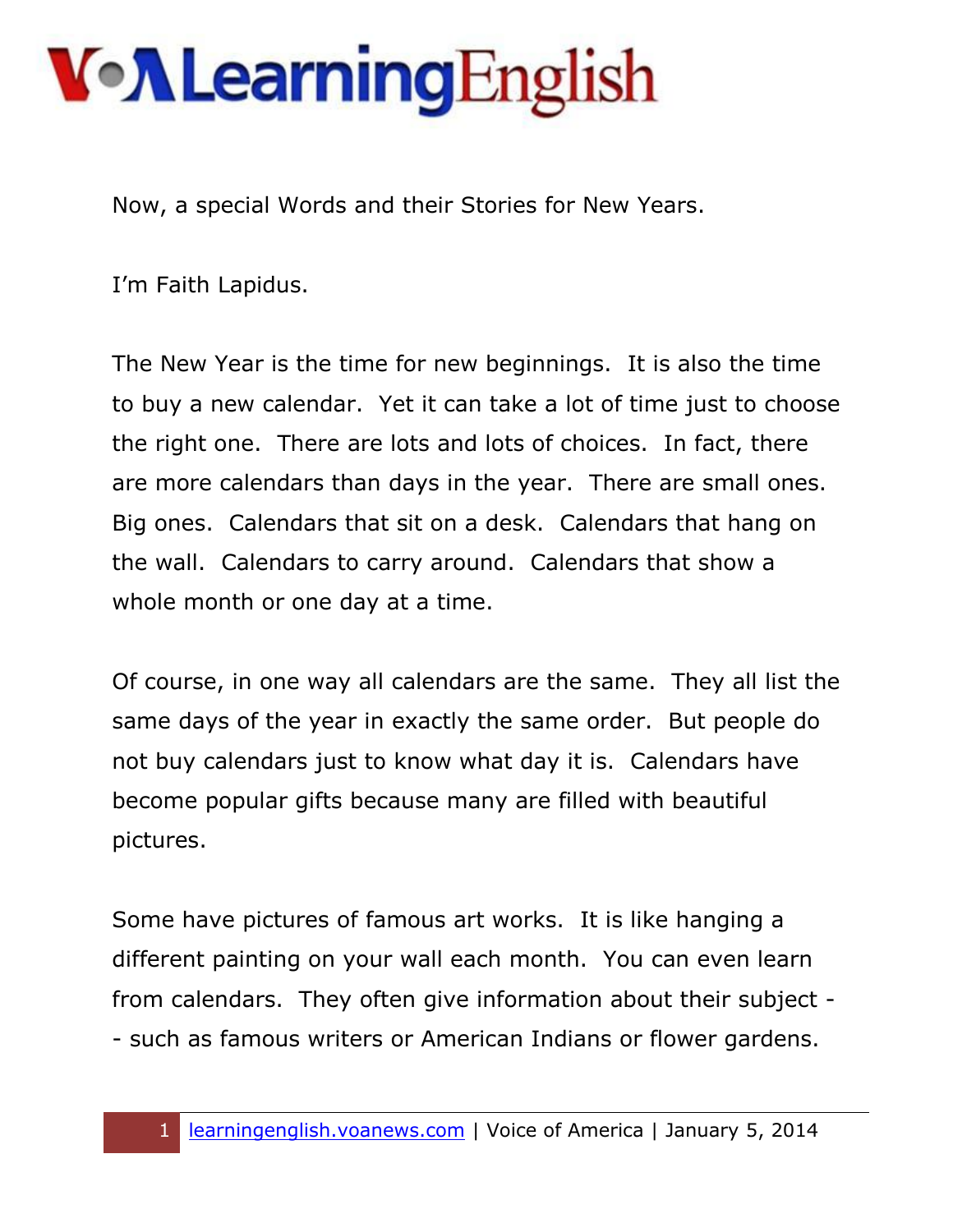# VOA LearningEnglish

Now, a special Words and their Stories for New Years.

I'm Faith Lapidus.

The New Year is the time for new beginnings. It is also the time to buy a new calendar. Yet it can take a lot of time just to choose the right one. There are lots and lots of choices. In fact, there are more calendars than days in the year. There are small ones. Big ones. Calendars that sit on a desk. Calendars that hang on the wall. Calendars to carry around. Calendars that show a whole month or one day at a time.

Of course, in one way all calendars are the same. They all list the same days of the year in exactly the same order. But people do not buy calendars just to know what day it is. Calendars have become popular gifts because many are filled with beautiful pictures.

Some have pictures of famous art works. It is like hanging a different painting on your wall each month. You can even learn from calendars. They often give information about their subject -- such as famous writers or American Indians or flower gardens.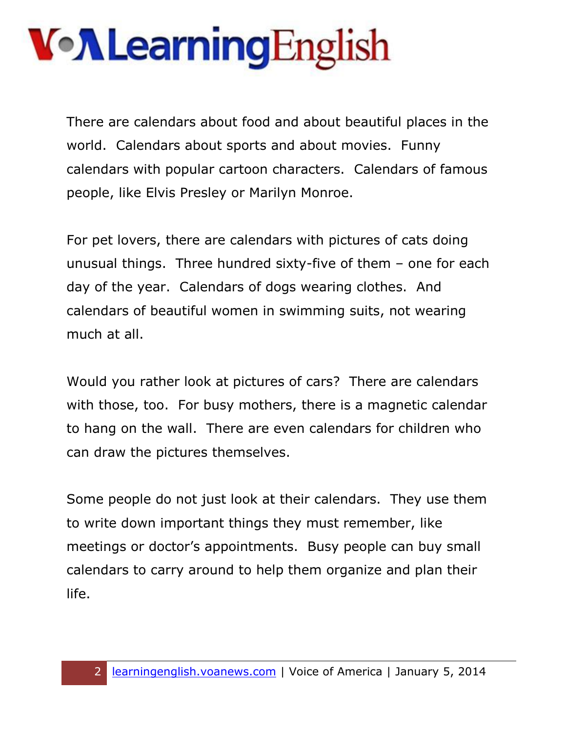There are calendars about food and about beautiful places in the world. Calendars about sports and about movies. Funny calendars with popular cartoon characters. Calendars of famous people, like Elvis Presley or Marilyn Monroe.

For pet lovers, there are calendars with pictures of cats doing unusual things. Three hundred sixty-five of them – one for each day of the year. Calendars of dogs wearing clothes. And calendars of beautiful women in swimming suits, not wearing much at all.

Would you rather look at pictures of cars? There are calendars with those, too. For busy mothers, there is a magnetic calendar to hang on the wall. There are even calendars for children who can draw the pictures themselves.

Some people do not just look at their calendars. They use them to write down important things they must remember, like meetings or doctor's appointments. Busy people can buy small calendars to carry around to help them organize and plan their life.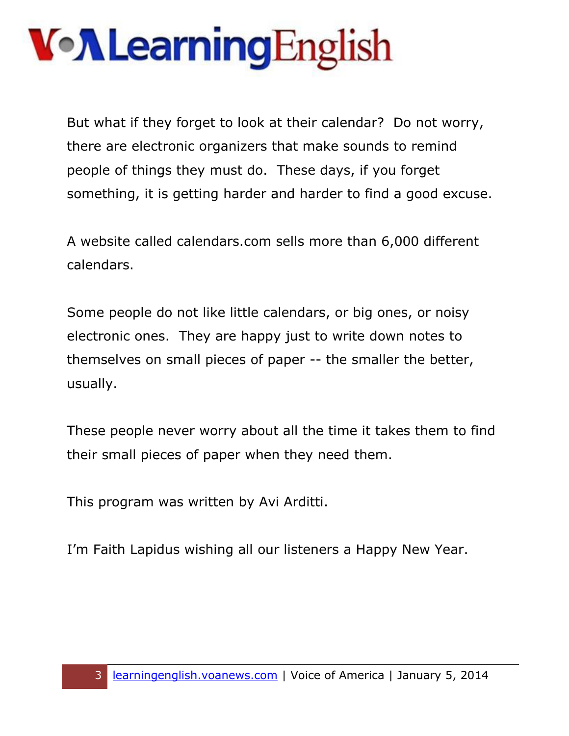But what if they forget to look at their calendar? Do not worry, there are electronic organizers that make sounds to remind people of things they must do. These days, if you forget something, it is getting harder and harder to find a good excuse.

A website called calendars.com sells more than 6,000 different calendars.

Some people do not like little calendars, or big ones, or noisy electronic ones. They are happy just to write down notes to themselves on small pieces of paper -- the smaller the better, usually.

These people never worry about all the time it takes them to find their small pieces of paper when they need them.

This program was written by Avi Arditti.

I'm Faith Lapidus wishing all our listeners a Happy New Year.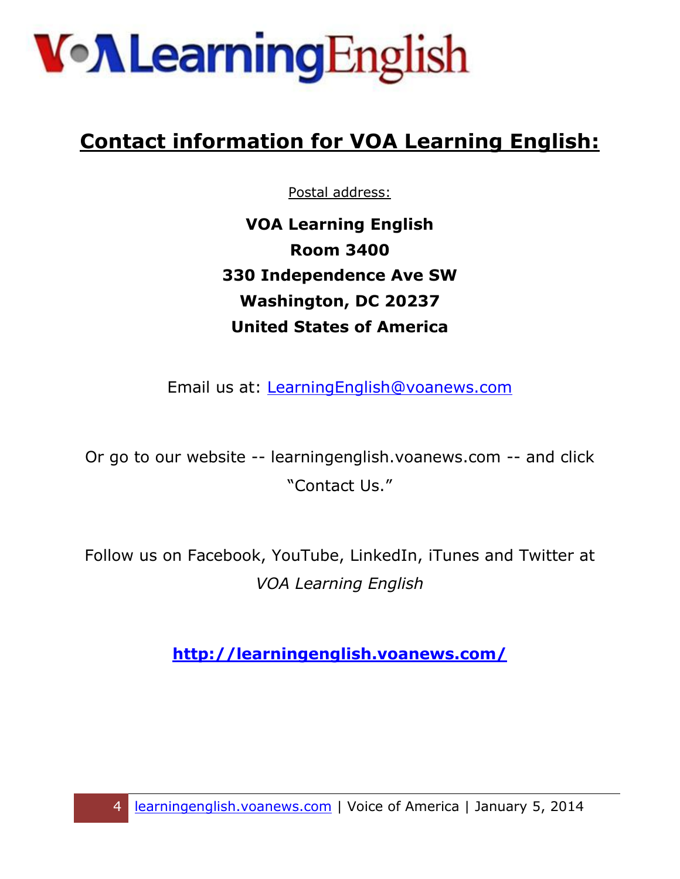# VOA Learning English

## Contact information for VOA Learning English:

Postal address:

**VOA Learning English**
**Room 3400**
**330 Independence Ave SW**
**Washington, DC 20237**
**United States of America**

Email us at: LearningEnglish@voanews.com

Or go to our website -- learningenglish.voanews.com -- and click "Contact Us."

Follow us on Facebook, YouTube, LinkedIn, iTunes and Twitter at *VOA Learning English*

**http://learningenglish.voanews.com/**